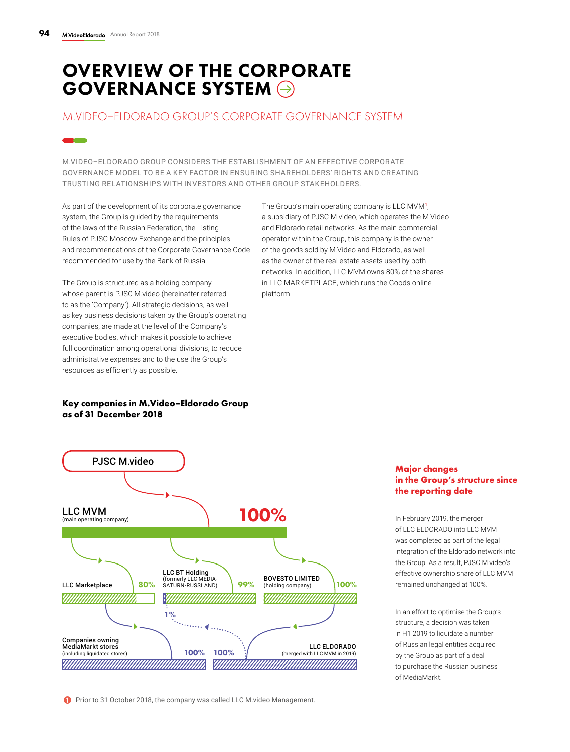# OVERVIEW OF THE CORPORATE GOVERNANCE SYSTEM

## M.VIDEO–ELDORADO GROUP'S CORPORATE GOVERNANCE SYSTEM

M.VIDEO–ELDORADO GROUP CONSIDERS THE ESTABLISHMENT OF AN EFFECTIVE CORPORATE GOVERNANCE MODEL TO BE A KEY FACTOR IN ENSURING SHAREHOLDERS' RIGHTS AND CREATING TRUSTING RELATIONSHIPS WITH INVESTORS AND OTHER GROUP STAKEHOLDERS.

As part of the development of its corporate governance system, the Group is guided by the requirements of the laws of the Russian Federation, the Listing Rules of PJSC Moscow Exchange and the principles and recommendations of the Corporate Governance Code recommended for use by the Bank of Russia.

The Group is structured as a holding company whose parent is PJSC M.video (hereinafter referred to as the 'Company'). All strategic decisions, as well as key business decisions taken by the Group's operating companies, are made at the level of the Company's executive bodies, which makes it possible to achieve full coordination among operational divisions, to reduce administrative expenses and to the use the Group's resources as efficiently as possible.

The Group's main operating company is LLC MVM[1], a subsidiary of PJSC M.video, which operates the M.Video and Eldorado retail networks. As the main commercial operator within the Group, this company is the owner of the goods sold by M.Video and Eldorado, as well as the owner of the real estate assets used by both networks. In addition, LLC MVM owns 80% of the shares in LLC MARKETPLACE, which runs the Goods online platform.

### Key companies in M.Video–Eldorado Group as of 31 December 2018

- PJSC M.video
  - LLC MVM (main operating company) — 100%
    - LLC Marketplace — 80%
    - LLC BT Holding (formerly LLC MEDIA-SATURN-RUSSLAND) — 99% (1% held by LLC ELDORADO)
      - Companies owning MediaMarkt stores (including liquidated stores) — 100%
    - BOVESTO LIMITED (holding company) — 100%
      - LLC ELDORADO (merged with LLC MVM in 2019) — 100%

### Major changes in the Group's structure since the reporting date

In February 2019, the merger of LLC ELDORADO into LLC MVM was completed as part of the legal integration of the Eldorado network into the Group. As a result, PJSC M.video's effective ownership share of LLC MVM remained unchanged at 100%.

In an effort to optimise the Group's structure, a decision was taken in H1 2019 to liquidate a number of Russian legal entities acquired by the Group as part of a deal to purchase the Russian business of MediaMarkt.

[1] Prior to 31 October 2018, the company was called LLC M.video Management.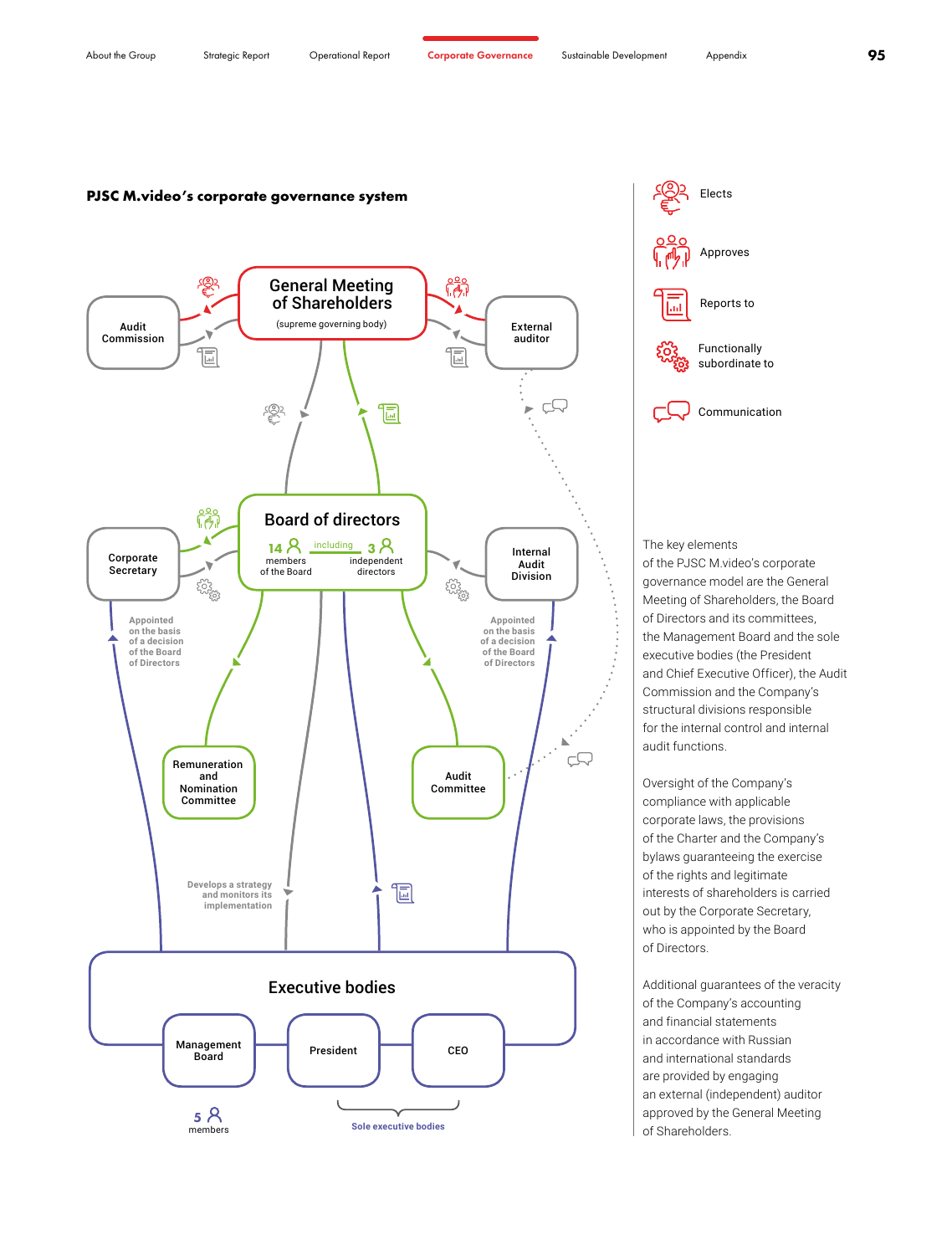## PJSC M.video's corporate governance system

**General Meeting of Shareholders** (supreme governing body)

Audit Commission

External auditor

**Board of directors**

14 members of the Board, including 3 independent directors

Corporate Secretary

Internal Audit Division

Appointed on the basis of a decision of the Board of Directors

Appointed on the basis of a decision of the Board of Directors

Remuneration and Nomination Committee

Audit Committee

Develops a strategy and monitors its implementation

**Executive bodies**

Management Board

President

CEO

5 members

Sole executive bodies

Elects

Approves

Reports to

Functionally subordinate to

Communication

The key elements of the PJSC M.video's corporate governance model are the General Meeting of Shareholders, the Board of Directors and its committees, the Management Board and the sole executive bodies (the President and Chief Executive Officer), the Audit Commission and the Company's structural divisions responsible for the internal control and internal audit functions.

Oversight of the Company's compliance with applicable corporate laws, the provisions of the Charter and the Company's bylaws guaranteeing the exercise of the rights and legitimate interests of shareholders is carried out by the Corporate Secretary, who is appointed by the Board of Directors.

Additional guarantees of the veracity of the Company's accounting and financial statements in accordance with Russian and international standards are provided by engaging an external (independent) auditor approved by the General Meeting of Shareholders.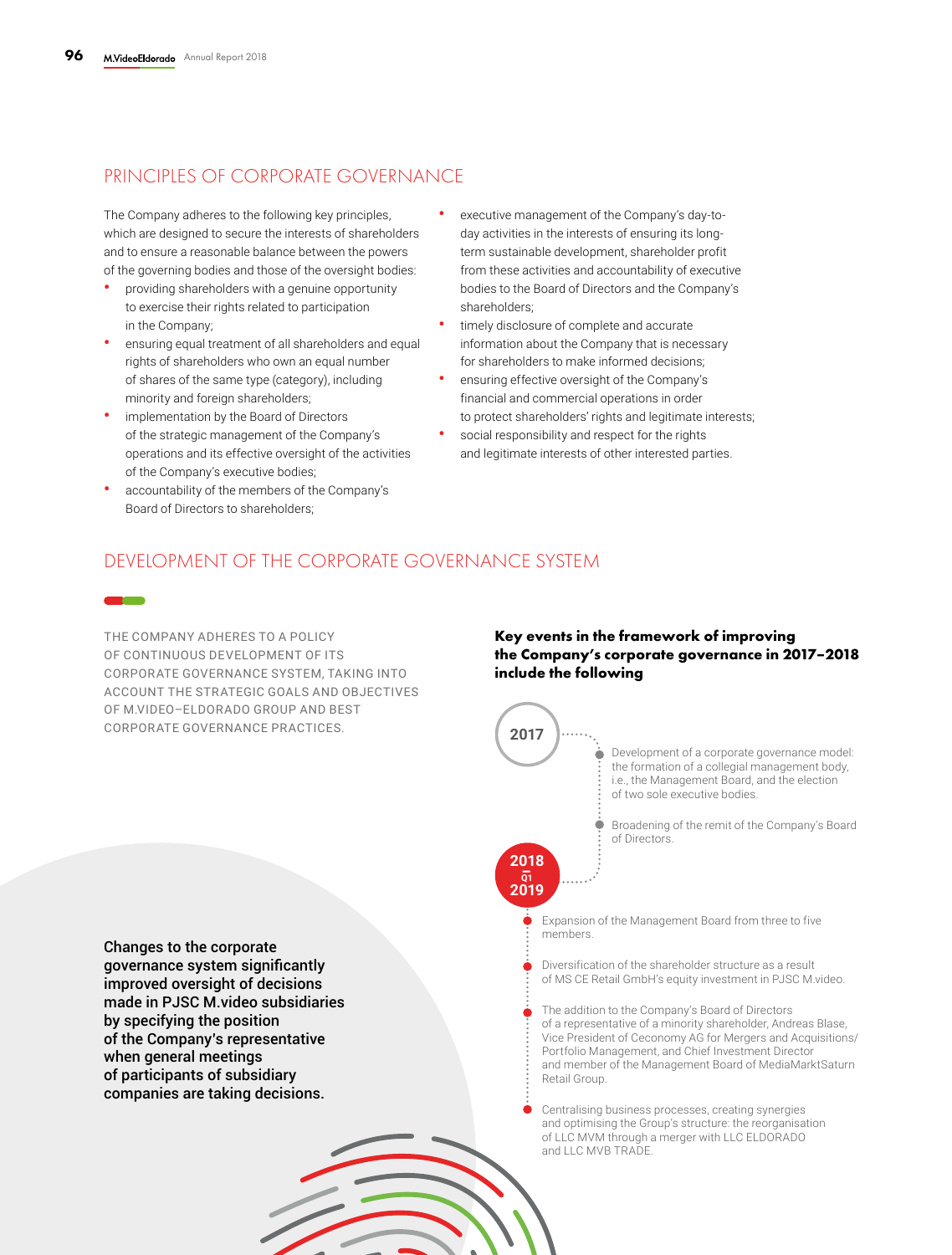## PRINCIPLES OF CORPORATE GOVERNANCE

The Company adheres to the following key principles, which are designed to secure the interests of shareholders and to ensure a reasonable balance between the powers of the governing bodies and those of the oversight bodies:

- providing shareholders with a genuine opportunity to exercise their rights related to participation in the Company;
- ensuring equal treatment of all shareholders and equal rights of shareholders who own an equal number of shares of the same type (category), including minority and foreign shareholders;
- implementation by the Board of Directors of the strategic management of the Company's operations and its effective oversight of the activities of the Company's executive bodies;
- accountability of the members of the Company's Board of Directors to shareholders;
- executive management of the Company's day-to-day activities in the interests of ensuring its long-term sustainable development, shareholder profit from these activities and accountability of executive bodies to the Board of Directors and the Company's shareholders;
- timely disclosure of complete and accurate information about the Company that is necessary for shareholders to make informed decisions;
- ensuring effective oversight of the Company's financial and commercial operations in order to protect shareholders' rights and legitimate interests;
- social responsibility and respect for the rights and legitimate interests of other interested parties.

## DEVELOPMENT OF THE CORPORATE GOVERNANCE SYSTEM

THE COMPANY ADHERES TO A POLICY OF CONTINUOUS DEVELOPMENT OF ITS CORPORATE GOVERNANCE SYSTEM, TAKING INTO ACCOUNT THE STRATEGIC GOALS AND OBJECTIVES OF M.VIDEO–ELDORADO GROUP AND BEST CORPORATE GOVERNANCE PRACTICES.

**Changes to the corporate governance system significantly improved oversight of decisions made in PJSC M.video subsidiaries by specifying the position of the Company's representative when general meetings of participants of subsidiary companies are taking decisions.**

**Key events in the framework of improving the Company's corporate governance in 2017–2018 include the following**

**2017**

- Development of a corporate governance model: the formation of a collegial management body, i.e., the Management Board, and the election of two sole executive bodies.
- Broadening of the remit of the Company's Board of Directors.

**2018 – Q1 2019**

- Expansion of the Management Board from three to five members.
- Diversification of the shareholder structure as a result of MS CE Retail GmbH's equity investment in PJSC M.video.
- The addition to the Company's Board of Directors of a representative of a minority shareholder, Andreas Blase, Vice President of Ceconomy AG for Mergers and Acquisitions/Portfolio Management, and Chief Investment Director and member of the Management Board of MediaMarktSaturn Retail Group.
- Centralising business processes, creating synergies and optimising the Group's structure: the reorganisation of LLC MVM through a merger with LLC ELDORADO and LLC MVB TRADE.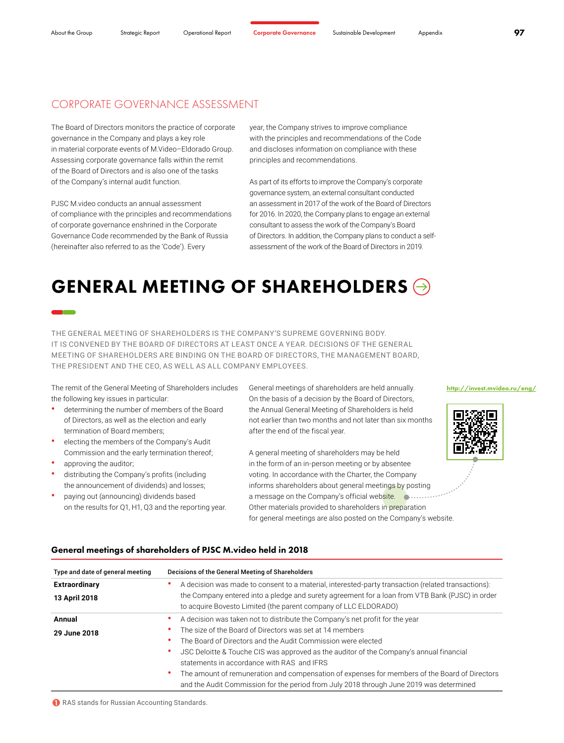## CORPORATE GOVERNANCE ASSESSMENT

The Board of Directors monitors the practice of corporate governance in the Company and plays a key role in material corporate events of M.Video–Eldorado Group. Assessing corporate governance falls within the remit of the Board of Directors and is also one of the tasks of the Company's internal audit function.

PJSC M.video conducts an annual assessment of compliance with the principles and recommendations of corporate governance enshrined in the Corporate Governance Code recommended by the Bank of Russia (hereinafter also referred to as the 'Code'). Every year, the Company strives to improve compliance with the principles and recommendations of the Code and discloses information on compliance with these principles and recommendations.

As part of its efforts to improve the Company's corporate governance system, an external consultant conducted an assessment in 2017 of the work of the Board of Directors for 2016. In 2020, the Company plans to engage an external consultant to assess the work of the Company's Board of Directors. In addition, the Company plans to conduct a self-assessment of the work of the Board of Directors in 2019.

# GENERAL MEETING OF SHAREHOLDERS

THE GENERAL MEETING OF SHAREHOLDERS IS THE COMPANY'S SUPREME GOVERNING BODY. IT IS CONVENED BY THE BOARD OF DIRECTORS AT LEAST ONCE A YEAR. DECISIONS OF THE GENERAL MEETING OF SHAREHOLDERS ARE BINDING ON THE BOARD OF DIRECTORS, THE MANAGEMENT BOARD, THE PRESIDENT AND THE CEO, AS WELL AS ALL COMPANY EMPLOYEES.

The remit of the General Meeting of Shareholders includes the following key issues in particular:

- determining the number of members of the Board of Directors, as well as the election and early termination of Board members;
- electing the members of the Company's Audit Commission and the early termination thereof;
- approving the auditor;
- distributing the Company's profits (including the announcement of dividends) and losses;
- paying out (announcing) dividends based on the results for Q1, H1, Q3 and the reporting year.

General meetings of shareholders are held annually. On the basis of a decision by the Board of Directors, the Annual General Meeting of Shareholders is held not earlier than two months and not later than six months after the end of the fiscal year.

A general meeting of shareholders may be held in the form of an in-person meeting or by absentee voting. In accordance with the Charter, the Company informs shareholders about general meetings by posting a message on the Company's official website. Other materials provided to shareholders in preparation for general meetings are also posted on the Company's website.

http://invest.mvideo.ru/eng/

### General meetings of shareholders of PJSC M.video held in 2018

| Type and date of general meeting | Decisions of the General Meeting of Shareholders |
| --- | --- |
| **Extraordinary**<br>**13 April 2018** | • A decision was made to consent to a material, interested-party transaction (related transactions): the Company entered into a pledge and surety agreement for a loan from VTB Bank (PJSC) in order to acquire Bovesto Limited (the parent company of LLC ELDORADO) |
| **Annual**<br>**29 June 2018** | • A decision was taken not to distribute the Company's net profit for the year<br>• The size of the Board of Directors was set at 14 members<br>• The Board of Directors and the Audit Commission were elected<br>• JSC Deloitte & Touche CIS was approved as the auditor of the Company's annual financial statements in accordance with RAS and IFRS<br>• The amount of remuneration and compensation of expenses for members of the Board of Directors and the Audit Commission for the period from July 2018 through June 2019 was determined |

1 RAS stands for Russian Accounting Standards.